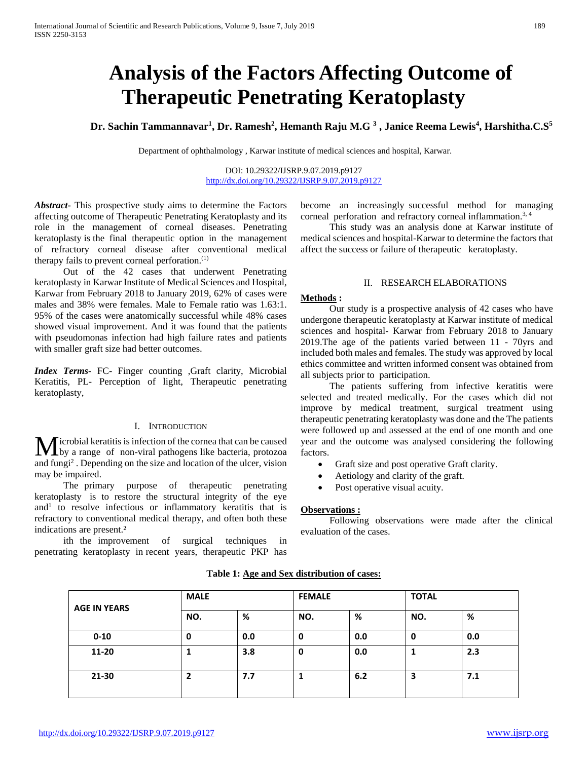# Analysis of the Factors Affecting Outcome of Therapeutic Penetrating Keratoplasty

**Dr. Sachin Tammannavar[1], Dr. Ramesh[2], Hemanth Raju M.G [3] , Janice Reema Lewis[4], Harshitha.C.S[5]**

Department of ophthalmology , Karwar institute of medical sciences and hospital, Karwar.

DOI: 10.29322/IJSRP.9.07.2019.p9127
http://dx.doi.org/10.29322/IJSRP.9.07.2019.p9127

***Abstract***- This prospective study aims to determine the Factors affecting outcome of Therapeutic Penetrating Keratoplasty and its role in the management of corneal diseases. Penetrating keratoplasty is the final therapeutic option in the management of refractory corneal disease after conventional medical therapy fails to prevent corneal perforation.[(1)]

Out of the 42 cases that underwent Penetrating keratoplasty in Karwar Institute of Medical Sciences and Hospital, Karwar from February 2018 to January 2019, 62% of cases were males and 38% were females. Male to Female ratio was 1.63:1. 95% of the cases were anatomically successful while 48% cases showed visual improvement. And it was found that the patients with pseudomonas infection had high failure rates and patients with smaller graft size had better outcomes.

***Index Terms***- FC- Finger counting ,Graft clarity, Microbial Keratitis, PL- Perception of light, Therapeutic penetrating keratoplasty,

## I. Introduction

Microbial keratitis is infection of the cornea that can be caused by a range of non-viral pathogens like bacteria, protozoa and fungi[2] . Depending on the size and location of the ulcer, vision may be impaired.

The primary purpose of therapeutic penetrating keratoplasty is to restore the structural integrity of the eye and[1] to resolve infectious or inflammatory keratitis that is refractory to conventional medical therapy, and often both these indications are present.[2]

ith the improvement of surgical techniques in penetrating keratoplasty in recent years, therapeutic PKP has become an increasingly successful method for managing corneal perforation and refractory corneal inflammation.[3, 4]

This study was an analysis done at Karwar institute of medical sciences and hospital-Karwar to determine the factors that affect the success or failure of therapeutic keratoplasty.

## II. Research Elaborations

**Methods :**

Our study is a prospective analysis of 42 cases who have undergone therapeutic keratoplasty at Karwar institute of medical sciences and hospital- Karwar from February 2018 to January 2019.The age of the patients varied between 11 - 70yrs and included both males and females. The study was approved by local ethics committee and written informed consent was obtained from all subjects prior to participation.

The patients suffering from infective keratitis were selected and treated medically. For the cases which did not improve by medical treatment, surgical treatment using therapeutic penetrating keratoplasty was done and the The patients were followed up and assessed at the end of one month and one year and the outcome was analysed considering the following factors.

- Graft size and post operative Graft clarity.
- Aetiology and clarity of the graft.
- Post operative visual acuity.

**Observations :**

Following observations were made after the clinical evaluation of the cases.

**Table 1: Age and Sex distribution of cases:**

| AGE IN YEARS | MALE | | FEMALE | | TOTAL | |
|---|---|---|---|---|---|---|
| | NO. | % | NO. | % | NO. | % |
| 0-10 | 0 | 0.0 | 0 | 0.0 | 0 | 0.0 |
| 11-20 | 1 | 3.8 | 0 | 0.0 | 1 | 2.3 |
| 21-30 | 2 | 7.7 | 1 | 6.2 | 3 | 7.1 |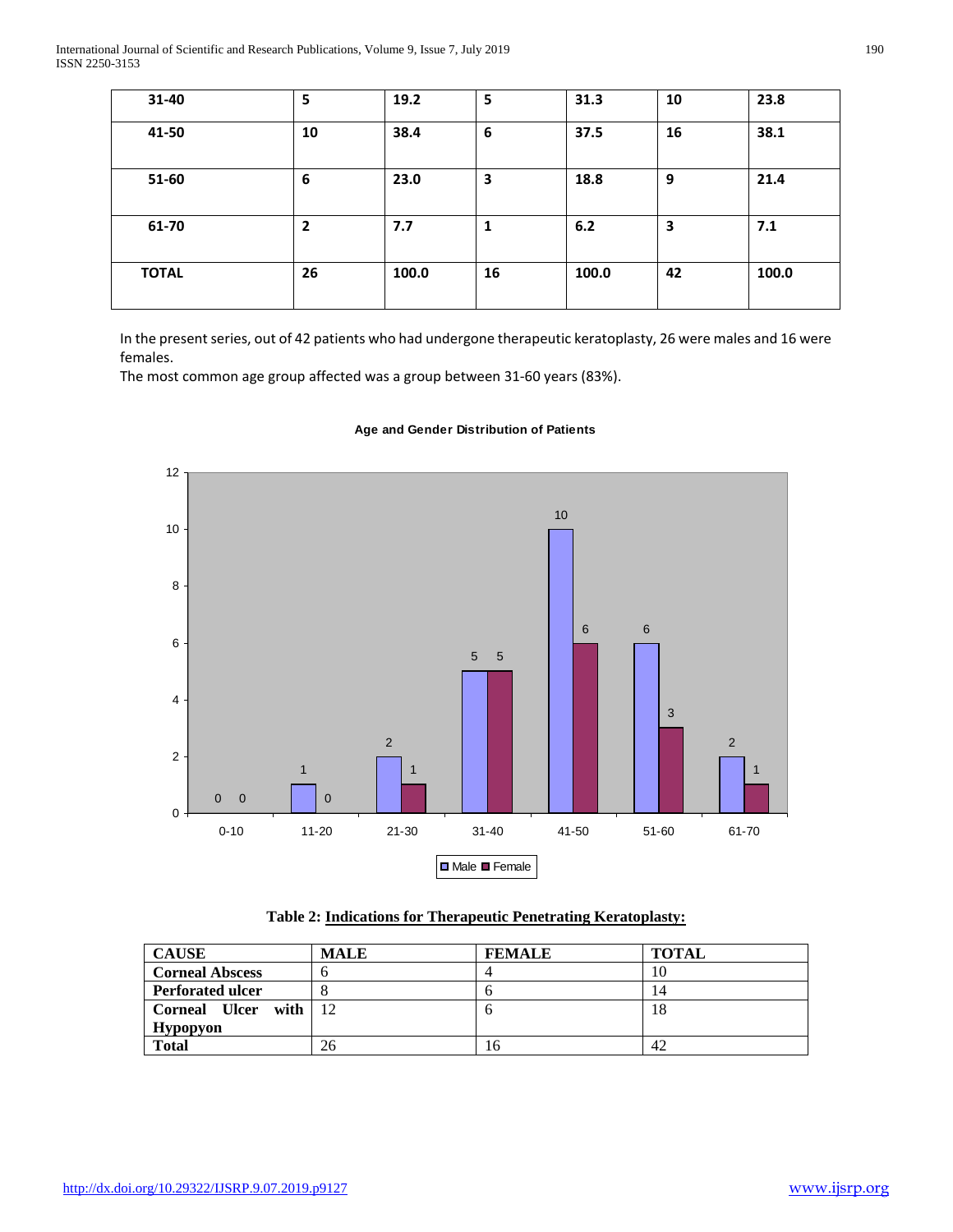| 31-40 | 5 | 19.2 | 5 | 31.3 | 10 | 23.8 |
|---|---|---|---|---|---|---|
| 41-50 | 10 | 38.4 | 6 | 37.5 | 16 | 38.1 |
| 51-60 | 6 | 23.0 | 3 | 18.8 | 9 | 21.4 |
| 61-70 | 2 | 7.7 | 1 | 6.2 | 3 | 7.1 |
| TOTAL | 26 | 100.0 | 16 | 100.0 | 42 | 100.0 |

In the present series, out of 42 patients who had undergone therapeutic keratoplasty, 26 were males and 16 were females.

The most common age group affected was a group between 31-60 years (83%).

**Age and Gender Distribution of Patients**

| Age group | Male | Female |
|---|---|---|
| 0-10 | 0 | 0 |
| 11-20 | 1 | 0 |
| 21-30 | 2 | 1 |
| 31-40 | 5 | 5 |
| 41-50 | 10 | 6 |
| 51-60 | 6 | 3 |
| 61-70 | 2 | 1 |

**Table 2: Indications for Therapeutic Penetrating Keratoplasty:**

| CAUSE | MALE | FEMALE | TOTAL |
|---|---|---|---|
| **Corneal Abscess** | 6 | 4 | 10 |
| **Perforated ulcer** | 8 | 6 | 14 |
| **Corneal Ulcer with Hypopyon** | 12 | 6 | 18 |
| **Total** | 26 | 16 | 42 |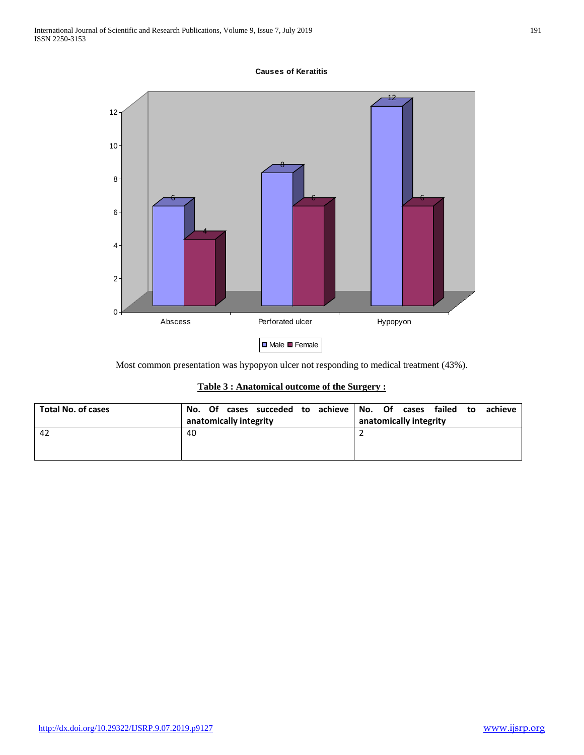**Causes of Keratitis**

| | Male | Female |
|---|---|---|
| Abscess | 6 | 4 |
| Perforated ulcer | 8 | 6 |
| Hypopyon | 12 | 6 |

Most common presentation was hypopyon ulcer not responding to medical treatment (43%).

**Table 3 : Anatomical outcome of the Surgery :**

| Total No. of cases | No. Of cases succeded to achieve anatomically integrity | No. Of cases failed to achieve anatomically integrity |
|---|---|---|
| 42 | 40 | 2 |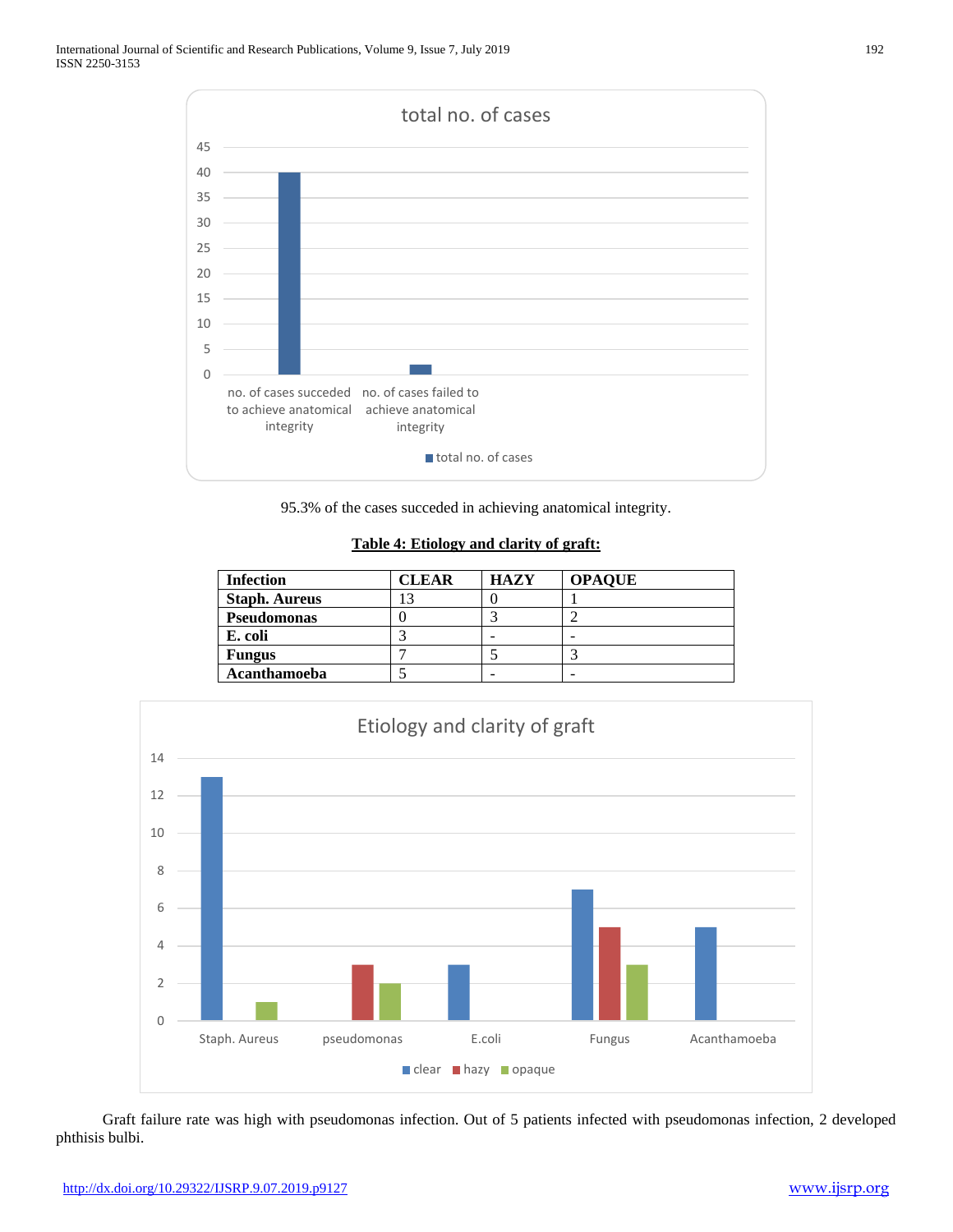95.3% of the cases succeded in achieving anatomical integrity.

**Table 4: Etiology and clarity of graft:**

| Infection | CLEAR | HAZY | OPAQUE |
|---|---|---|---|
| Staph. Aureus | 13 | 0 | 1 |
| Pseudomonas | 0 | 3 | 2 |
| E. coli | 3 | - | - |
| Fungus | 7 | 5 | 3 |
| Acanthamoeba | 5 | - | - |

Graft failure rate was high with pseudomonas infection. Out of 5 patients infected with pseudomonas infection, 2 developed phthisis bulbi.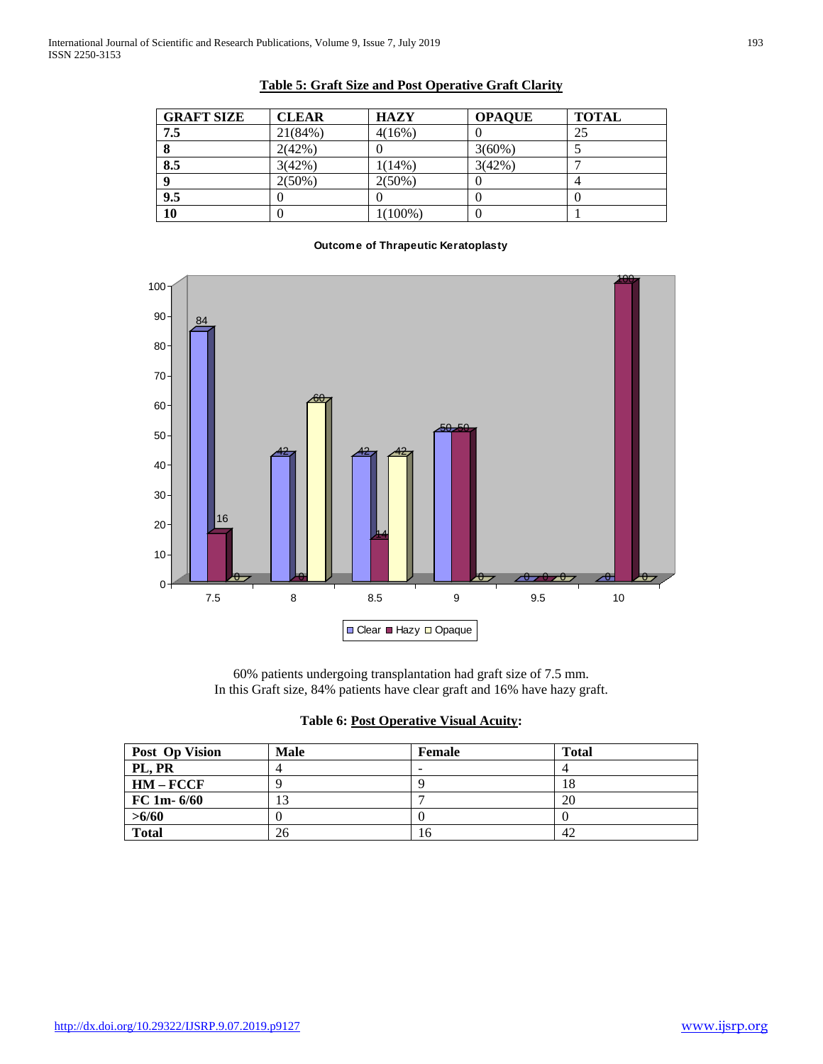**Table 5: Graft Size and Post Operative Graft Clarity**

| GRAFT SIZE | CLEAR | HAZY | OPAQUE | TOTAL |
|---|---|---|---|---|
| **7.5** | 21(84%) | 4(16%) | 0 | 25 |
| **8** | 2(42%) | 0 | 3(60%) | 5 |
| **8.5** | 3(42%) | 1(14%) | 3(42%) | 7 |
| **9** | 2(50%) | 2(50%) | 0 | 4 |
| **9.5** | 0 | 0 | 0 | 0 |
| **10** | 0 | 1(100%) | 0 | 1 |

**Outcome of Thrapeutic Keratoplasty**

| Graft size | Clear | Hazy | Opaque |
|---|---|---|---|
| 7.5 | 84 | 16 | 0 |
| 8 | 42 | 0 | 60 |
| 8.5 | 42 | 14 | 42 |
| 9 | 50 | 50 | 0 |
| 9.5 | 0 | 0 | 0 |
| 10 | 0 | 100 | 0 |

60% patients undergoing transplantation had graft size of 7.5 mm.
In this Graft size, 84% patients have clear graft and 16% have hazy graft.

**Table 6: Post Operative Visual Acuity:**

| Post Op Vision | Male | Female | Total |
|---|---|---|---|
| **PL, PR** | 4 | - | 4 |
| **HM – FCCF** | 9 | 9 | 18 |
| **FC 1m- 6/60** | 13 | 7 | 20 |
| **>6/60** | 0 | 0 | 0 |
| **Total** | 26 | 16 | 42 |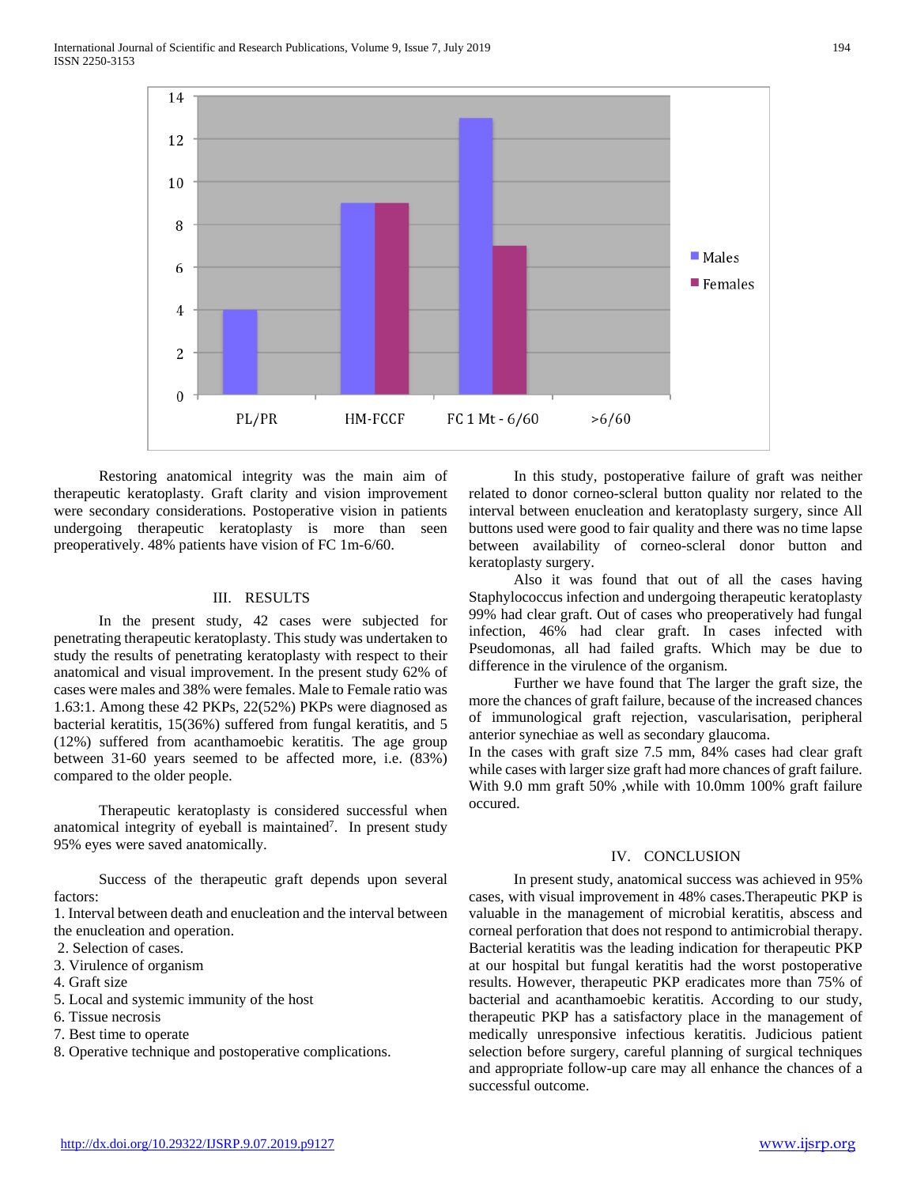Restoring anatomical integrity was the main aim of therapeutic keratoplasty. Graft clarity and vision improvement were secondary considerations. Postoperative vision in patients undergoing therapeutic keratoplasty is more than seen preoperatively. 48% patients have vision of FC 1m-6/60.

## III. RESULTS

In the present study, 42 cases were subjected for penetrating therapeutic keratoplasty. This study was undertaken to study the results of penetrating keratoplasty with respect to their anatomical and visual improvement. In the present study 62% of cases were males and 38% were females. Male to Female ratio was 1.63:1. Among these 42 PKPs, 22(52%) PKPs were diagnosed as bacterial keratitis, 15(36%) suffered from fungal keratitis, and 5 (12%) suffered from acanthamoebic keratitis. The age group between 31-60 years seemed to be affected more, i.e. (83%) compared to the older people.

Therapeutic keratoplasty is considered successful when anatomical integrity of eyeball is maintained[7]. In present study 95% eyes were saved anatomically.

Success of the therapeutic graft depends upon several factors:

1. Interval between death and enucleation and the interval between the enucleation and operation.
2. Selection of cases.
3. Virulence of organism
4. Graft size
5. Local and systemic immunity of the host
6. Tissue necrosis
7. Best time to operate
8. Operative technique and postoperative complications.

In this study, postoperative failure of graft was neither related to donor corneo-scleral button quality nor related to the interval between enucleation and keratoplasty surgery, since All buttons used were good to fair quality and there was no time lapse between availability of corneo-scleral donor button and keratoplasty surgery.

Also it was found that out of all the cases having Staphylococcus infection and undergoing therapeutic keratoplasty 99% had clear graft. Out of cases who preoperatively had fungal infection, 46% had clear graft. In cases infected with Pseudomonas, all had failed grafts. Which may be due to difference in the virulence of the organism.

Further we have found that The larger the graft size, the more the chances of graft failure, because of the increased chances of immunological graft rejection, vascularisation, peripheral anterior synechiae as well as secondary glaucoma.

In the cases with graft size 7.5 mm, 84% cases had clear graft while cases with larger size graft had more chances of graft failure. With 9.0 mm graft 50% ,while with 10.0mm 100% graft failure occured.

## IV. CONCLUSION

In present study, anatomical success was achieved in 95% cases, with visual improvement in 48% cases.Therapeutic PKP is valuable in the management of microbial keratitis, abscess and corneal perforation that does not respond to antimicrobial therapy. Bacterial keratitis was the leading indication for therapeutic PKP at our hospital but fungal keratitis had the worst postoperative results. However, therapeutic PKP eradicates more than 75% of bacterial and acanthamoebic keratitis. According to our study, therapeutic PKP has a satisfactory place in the management of medically unresponsive infectious keratitis. Judicious patient selection before surgery, careful planning of surgical techniques and appropriate follow-up care may all enhance the chances of a successful outcome.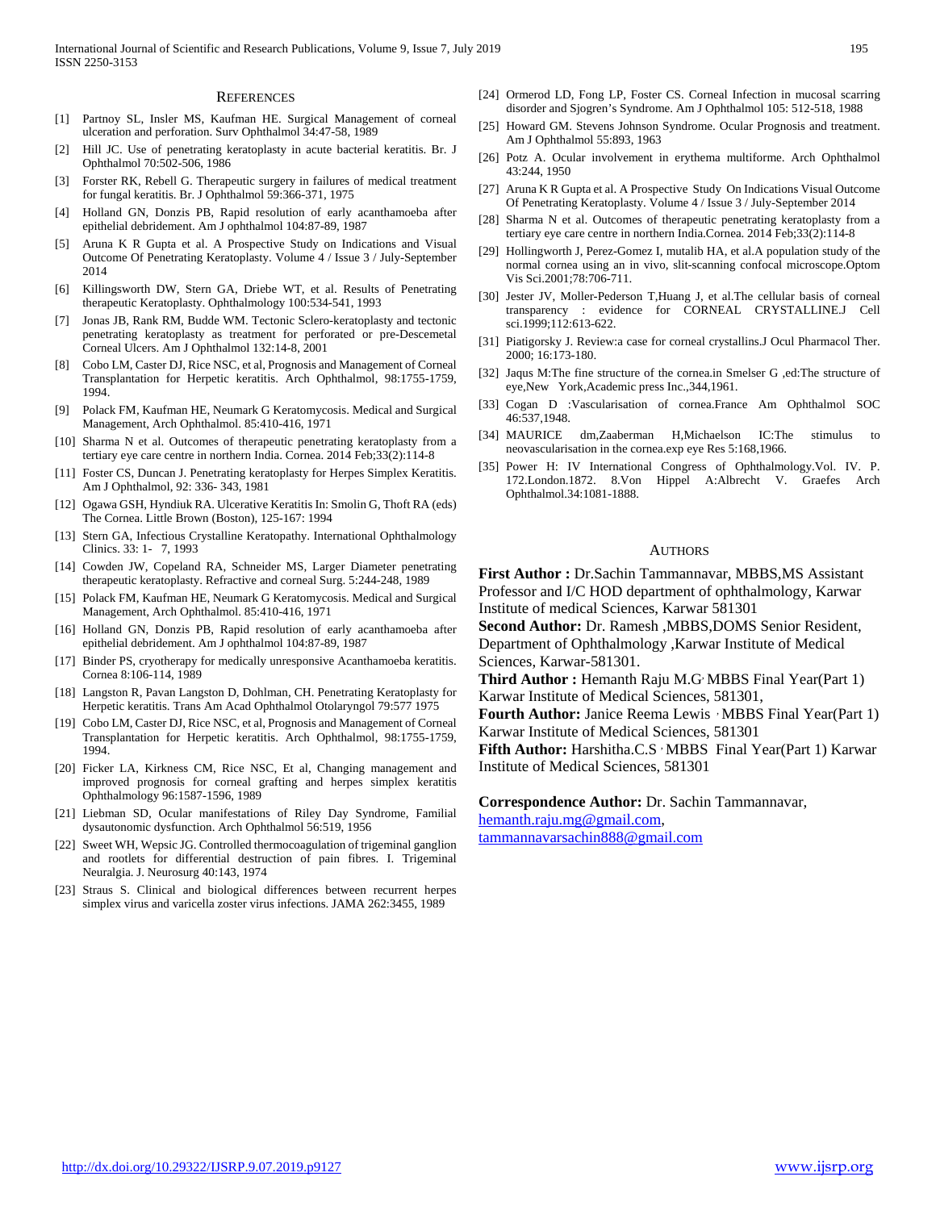## REFERENCES

[1] Partnoy SL, Insler MS, Kaufman HE. Surgical Management of corneal ulceration and perforation. Surv Ophthalmol 34:47-58, 1989

[2] Hill JC. Use of penetrating keratoplasty in acute bacterial keratitis. Br. J Ophthalmol 70:502-506, 1986

[3] Forster RK, Rebell G. Therapeutic surgery in failures of medical treatment for fungal keratitis. Br. J Ophthalmol 59:366-371, 1975

[4] Holland GN, Donzis PB, Rapid resolution of early acanthamoeba after epithelial debridement. Am J ophthalmol 104:87-89, 1987

[5] Aruna K R Gupta et al. A Prospective Study on Indications and Visual Outcome Of Penetrating Keratoplasty. Volume 4 / Issue 3 / July-September 2014

[6] Killingsworth DW, Stern GA, Driebe WT, et al. Results of Penetrating therapeutic Keratoplasty. Ophthalmology 100:534-541, 1993

[7] Jonas JB, Rank RM, Budde WM. Tectonic Sclero-keratoplasty and tectonic penetrating keratoplasty as treatment for perforated or pre-Descemetal Corneal Ulcers. Am J Ophthalmol 132:14-8, 2001

[8] Cobo LM, Caster DJ, Rice NSC, et al, Prognosis and Management of Corneal Transplantation for Herpetic keratitis. Arch Ophthalmol, 98:1755-1759, 1994.

[9] Polack FM, Kaufman HE, Neumark G Keratomycosis. Medical and Surgical Management, Arch Ophthalmol. 85:410-416, 1971

[10] Sharma N et al. Outcomes of therapeutic penetrating keratoplasty from a tertiary eye care centre in northern India. Cornea. 2014 Feb;33(2):114-8

[11] Foster CS, Duncan J. Penetrating keratoplasty for Herpes Simplex Keratitis. Am J Ophthalmol, 92: 336- 343, 1981

[12] Ogawa GSH, Hyndiuk RA. Ulcerative Keratitis In: Smolin G, Thoft RA (eds) The Cornea. Little Brown (Boston), 125-167: 1994

[13] Stern GA, Infectious Crystalline Keratopathy. International Ophthalmology Clinics. 33: 1- 7, 1993

[14] Cowden JW, Copeland RA, Schneider MS, Larger Diameter penetrating therapeutic keratoplasty. Refractive and corneal Surg. 5:244-248, 1989

[15] Polack FM, Kaufman HE, Neumark G Keratomycosis. Medical and Surgical Management, Arch Ophthalmol. 85:410-416, 1971

[16] Holland GN, Donzis PB, Rapid resolution of early acanthamoeba after epithelial debridement. Am J ophthalmol 104:87-89, 1987

[17] Binder PS, cryotherapy for medically unresponsive Acanthamoeba keratitis. Cornea 8:106-114, 1989

[18] Langston R, Pavan Langston D, Dohlman, CH. Penetrating Keratoplasty for Herpetic keratitis. Trans Am Acad Ophthalmol Otolaryngol 79:577 1975

[19] Cobo LM, Caster DJ, Rice NSC, et al, Prognosis and Management of Corneal Transplantation for Herpetic keratitis. Arch Ophthalmol, 98:1755-1759, 1994.

[20] Ficker LA, Kirkness CM, Rice NSC, Et al, Changing management and improved prognosis for corneal grafting and herpes simplex keratitis Ophthalmology 96:1587-1596, 1989

[21] Liebman SD, Ocular manifestations of Riley Day Syndrome, Familial dysautonomic dysfunction. Arch Ophthalmol 56:519, 1956

[22] Sweet WH, Wepsic JG. Controlled thermocoagulation of trigeminal ganglion and rootlets for differential destruction of pain fibres. I. Trigeminal Neuralgia. J. Neurosurg 40:143, 1974

[23] Straus S. Clinical and biological differences between recurrent herpes simplex virus and varicella zoster virus infections. JAMA 262:3455, 1989

[24] Ormerod LD, Fong LP, Foster CS. Corneal Infection in mucosal scarring disorder and Sjogren's Syndrome. Am J Ophthalmol 105: 512-518, 1988

[25] Howard GM. Stevens Johnson Syndrome. Ocular Prognosis and treatment. Am J Ophthalmol 55:893, 1963

[26] Potz A. Ocular involvement in erythema multiforme. Arch Ophthalmol 43:244, 1950

[27] Aruna K R Gupta et al. A Prospective Study On Indications Visual Outcome Of Penetrating Keratoplasty. Volume 4 / Issue 3 / July-September 2014

[28] Sharma N et al. Outcomes of therapeutic penetrating keratoplasty from a tertiary eye care centre in northern India.Cornea. 2014 Feb;33(2):114-8

[29] Hollingworth J, Perez-Gomez I, mutalib HA, et al.A population study of the normal cornea using an in vivo, slit-scanning confocal microscope.Optom Vis Sci.2001;78:706-711.

[30] Jester JV, Moller-Pederson T,Huang J, et al.The cellular basis of corneal transparency : evidence for CORNEAL CRYSTALLINE.J Cell sci.1999;112:613-622.

[31] Piatigorsky J. Review:a case for corneal crystallins.J Ocul Pharmacol Ther. 2000; 16:173-180.

[32] Jaqus M:The fine structure of the cornea.in Smelser G ,ed:The structure of eye,New York,Academic press Inc.,344,1961.

[33] Cogan D :Vascularisation of cornea.France Am Ophthalmol SOC 46:537,1948.

[34] MAURICE dm,Zaaberman H,Michaelson IC:The stimulus to neovascularisation in the cornea.exp eye Res 5:168,1966.

[35] Power H: IV International Congress of Ophthalmology.Vol. IV. P. 172.London.1872. 8.Von Hippel A:Albrecht V. Graefes Arch Ophthalmol.34:1081-1888.

## AUTHORS

**First Author :** Dr.Sachin Tammannavar, MBBS,MS Assistant Professor and I/C HOD department of ophthalmology, Karwar Institute of medical Sciences, Karwar 581301

**Second Author:** Dr. Ramesh ,MBBS,DOMS Senior Resident, Department of Ophthalmology ,Karwar Institute of Medical Sciences, Karwar-581301.

**Third Author :** Hemanth Raju M.G, MBBS Final Year(Part 1) Karwar Institute of Medical Sciences, 581301,

**Fourth Author:** Janice Reema Lewis , MBBS Final Year(Part 1) Karwar Institute of Medical Sciences, 581301

**Fifth Author:** Harshitha.C.S , MBBS Final Year(Part 1) Karwar Institute of Medical Sciences, 581301

**Correspondence Author:** Dr. Sachin Tammannavar, hemanth.raju.mg@gmail.com, tammannavarsachin888@gmail.com